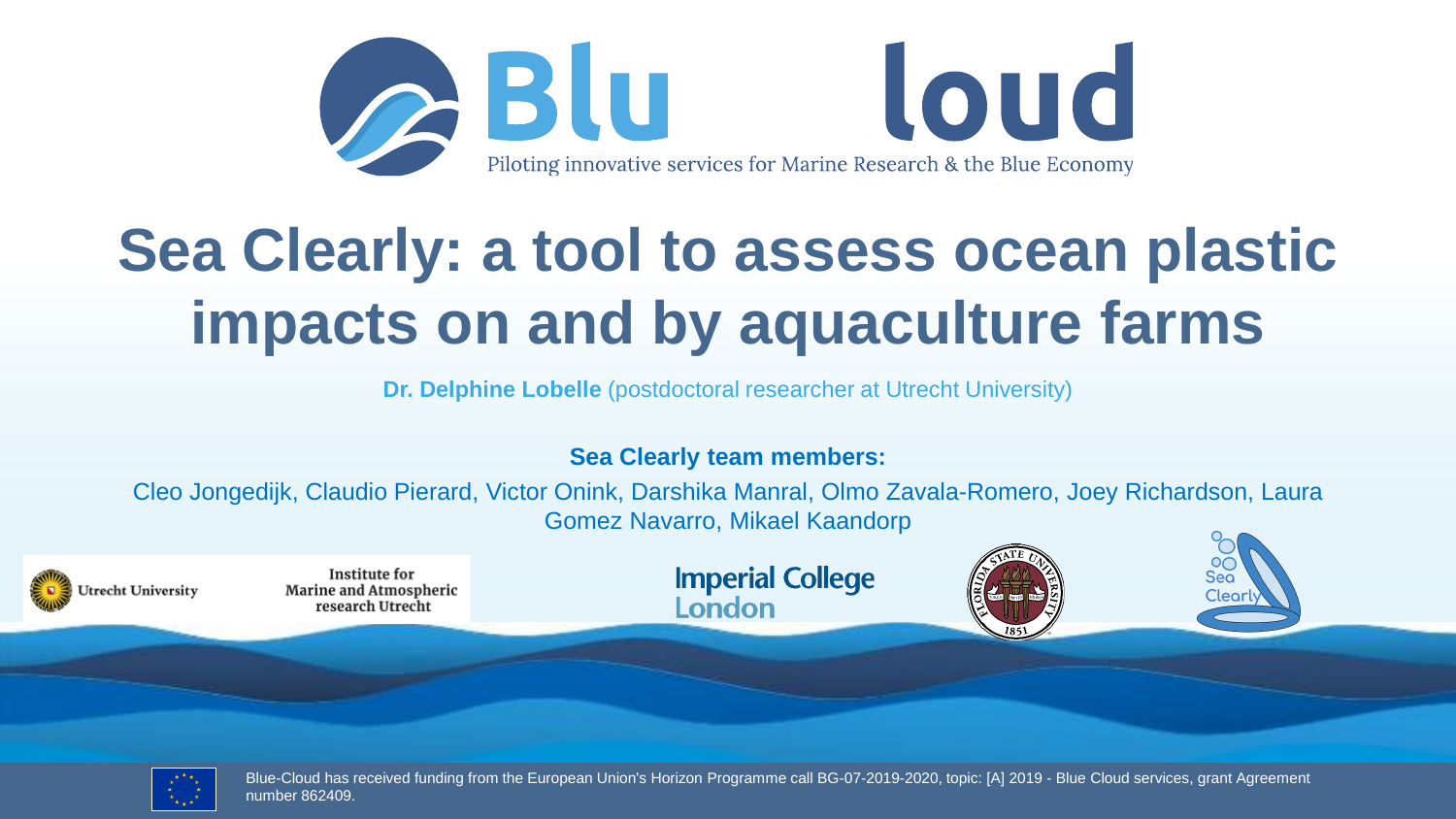Blue-Cloud

Piloting innovative services for Marine Research & the Blue Economy

# Sea Clearly: a tool to assess ocean plastic impacts on and by aquaculture farms

**Dr. Delphine Lobelle** (postdoctoral researcher at Utrecht University)

**Sea Clearly team members:**

Cleo Jongedijk, Claudio Pierard, Victor Onink, Darshika Manral, Olmo Zavala-Romero, Joey Richardson, Laura Gomez Navarro, Mikael Kaandorp

Utrecht University

Institute for Marine and Atmospheric research Utrecht

Imperial College London

Florida State University 1851

Sea Clearly

Blue-Cloud has received funding from the European Union's Horizon Programme call BG-07-2019-2020, topic: [A] 2019 - Blue Cloud services, grant Agreement number 862409.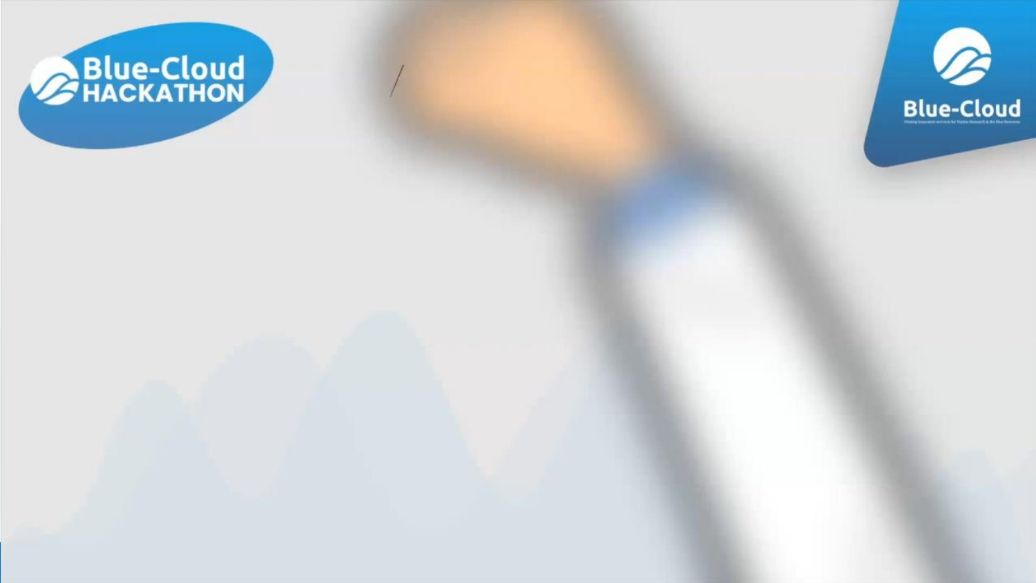Blue-Cloud HACKATHON

Blue-Cloud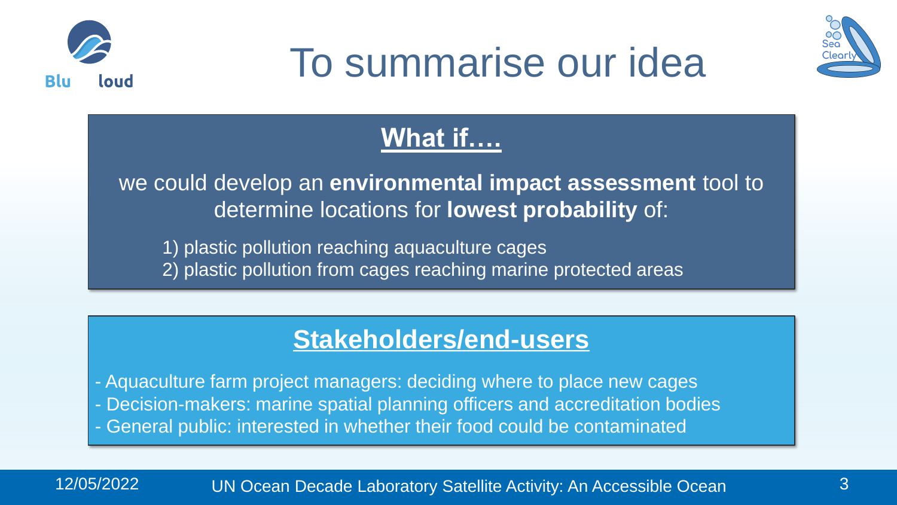# To summarise our idea

## **What if….**

we could develop an **environmental impact assessment** tool to determine locations for **lowest probability** of:

1) plastic pollution reaching aquaculture cages
2) plastic pollution from cages reaching marine protected areas

## **Stakeholders/end-users**

- Aquaculture farm project managers: deciding where to place new cages
- Decision-makers: marine spatial planning officers and accreditation bodies
- General public: interested in whether their food could be contaminated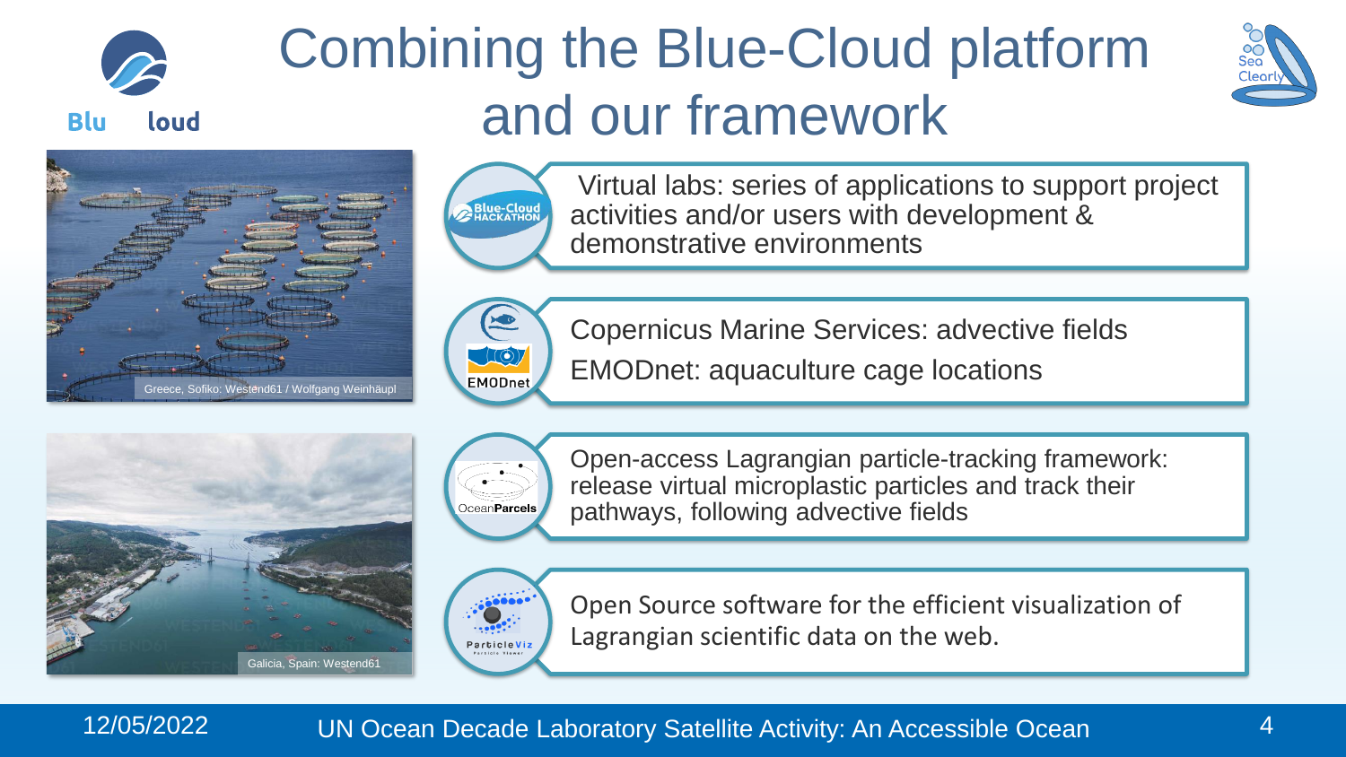# Combining the Blue-Cloud platform and our framework

Virtual labs: series of applications to support project activities and/or users with development & demonstrative environments

Copernicus Marine Services: advective fields

EMODnet: aquaculture cage locations

Open-access Lagrangian particle-tracking framework: release virtual microplastic particles and track their pathways, following advective fields

Open Source software for the efficient visualization of Lagrangian scientific data on the web.

Greece, Sofiko: Westend61 / Wolfgang Weinhäupl

Galicia, Spain: Westend61

12/05/2022 UN Ocean Decade Laboratory Satellite Activity: An Accessible Ocean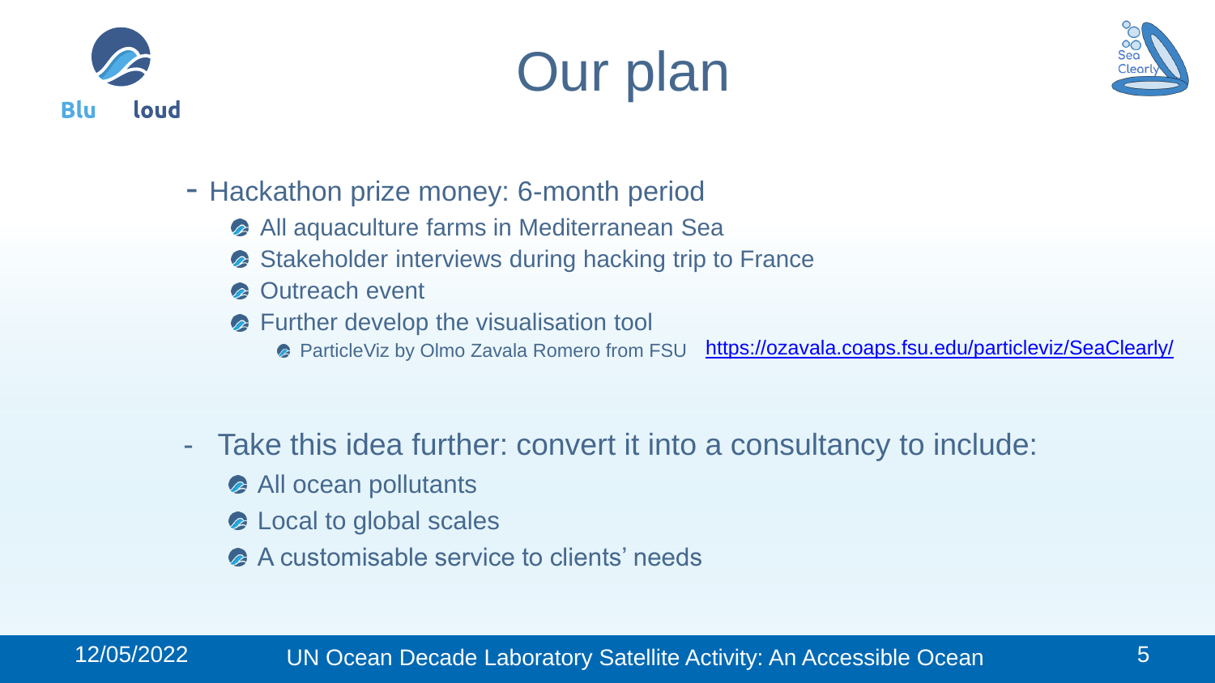# Our plan

- Hackathon prize money: 6-month period
  - All aquaculture farms in Mediterranean Sea
  - Stakeholder interviews during hacking trip to France
  - Outreach event
  - Further develop the visualisation tool
    - ParticleViz by Olmo Zavala Romero from FSU https://ozavala.coaps.fsu.edu/particleviz/SeaClearly/

- Take this idea further: convert it into a consultancy to include:
  - All ocean pollutants
  - Local to global scales
  - A customisable service to clients' needs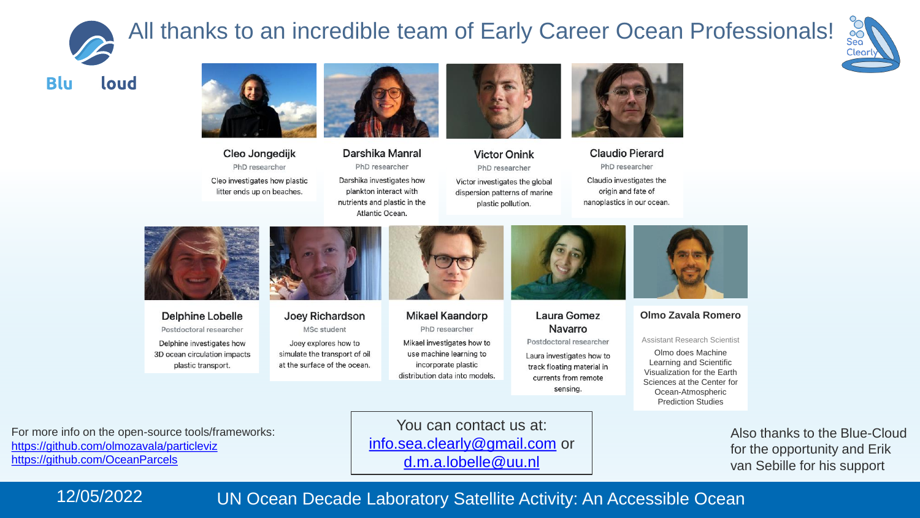# All thanks to an incredible team of Early Career Ocean Professionals!

Blu loud

Sea Clearly

**Cleo Jongedijk**
PhD researcher
Cleo investigates how plastic litter ends up on beaches.

**Darshika Manral**
PhD researcher
Darshika investigates how plankton interact with nutrients and plastic in the Atlantic Ocean.

**Victor Onink**
PhD researcher
Victor investigates the global dispersion patterns of marine plastic pollution.

**Claudio Pierard**
PhD researcher
Claudio investigates the origin and fate of nanoplastics in our ocean.

**Delphine Lobelle**
Postdoctoral researcher
Delphine investigates how 3D ocean circulation impacts plastic transport.

**Joey Richardson**
MSc student
Joey explores how to simulate the transport of oil at the surface of the ocean.

**Mikael Kaandorp**
PhD researcher
Mikael investigates how to use machine learning to incorporate plastic distribution data into models.

**Laura Gomez Navarro**
Postdoctoral researcher
Laura investigates how to track floating material in currents from remote sensing.

**Olmo Zavala Romero**
Assistant Research Scientist
Olmo does Machine Learning and Scientific Visualization for the Earth Sciences at the Center for Ocean-Atmospheric Prediction Studies

For more info on the open-source tools/frameworks:
https://github.com/olmozavala/particleviz
https://github.com/OceanParcels

You can contact us at:
info.sea.clearly@gmail.com or
d.m.a.lobelle@uu.nl

Also thanks to the Blue-Cloud for the opportunity and Erik van Sebille for his support

12/05/2022 UN Ocean Decade Laboratory Satellite Activity: An Accessible Ocean